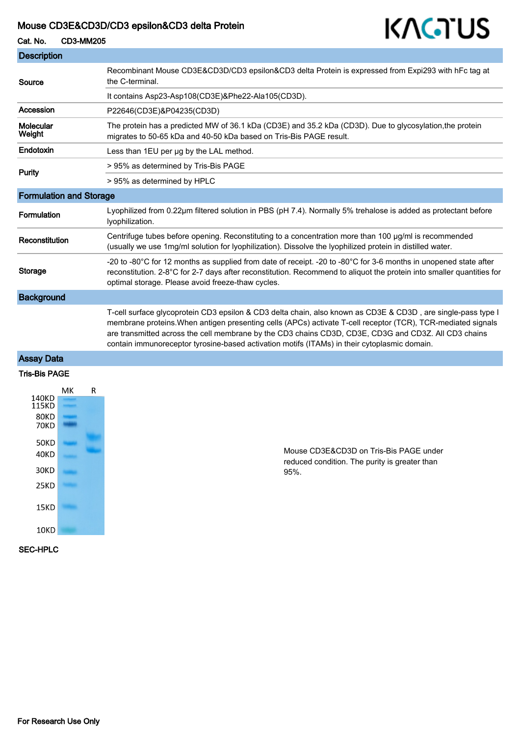# Mouse CD3E&CD3D/CD3 epsilon&CD3 delta Protein

**Cat. No.** CD3-MM205

## Description

| | |
|---|---|
| **Source** | Recombinant Mouse CD3E&CD3D/CD3 epsilon&CD3 delta Protein is expressed from Expi293 with hFc tag at the C-terminal. |
| | It contains Asp23-Asp108(CD3E)&Phe22-Ala105(CD3D). |
| **Accession** | P22646(CD3E)&P04235(CD3D) |
| **Molecular Weight** | The protein has a predicted MW of 36.1 kDa (CD3E) and 35.2 kDa (CD3D). Due to glycosylation,the protein migrates to 50-65 kDa and 40-50 kDa based on Tris-Bis PAGE result. |
| **Endotoxin** | Less than 1EU per μg by the LAL method. |
| **Purity** | > 95% as determined by Tris-Bis PAGE |
| | > 95% as determined by HPLC |

## Formulation and Storage

| | |
|---|---|
| **Formulation** | Lyophilized from 0.22μm filtered solution in PBS (pH 7.4). Normally 5% trehalose is added as protectant before lyophilization. |
| **Reconstitution** | Centrifuge tubes before opening. Reconstituting to a concentration more than 100 μg/ml is recommended (usually we use 1mg/ml solution for lyophilization). Dissolve the lyophilized protein in distilled water. |
| **Storage** | -20 to -80°C for 12 months as supplied from date of receipt. -20 to -80°C for 3-6 months in unopened state after reconstitution. 2-8°C for 2-7 days after reconstitution. Recommend to aliquot the protein into smaller quantities for optimal storage. Please avoid freeze-thaw cycles. |

## Background

T-cell surface glycoprotein CD3 epsilon & CD3 delta chain, also known as CD3E & CD3D , are single-pass type I membrane proteins.When antigen presenting cells (APCs) activate T-cell receptor (TCR), TCR-mediated signals are transmitted across the cell membrane by the CD3 chains CD3D, CD3E, CD3G and CD3Z. All CD3 chains contain immunoreceptor tyrosine-based activation motifs (ITAMs) in their cytoplasmic domain.

## Assay Data

### Tris-Bis PAGE

MK R

140KD 115KD 80KD 70KD 50KD 40KD 30KD 25KD 15KD 10KD

Mouse CD3E&CD3D on Tris-Bis PAGE under reduced condition. The purity is greater than 95%.

### SEC-HPLC

For Research Use Only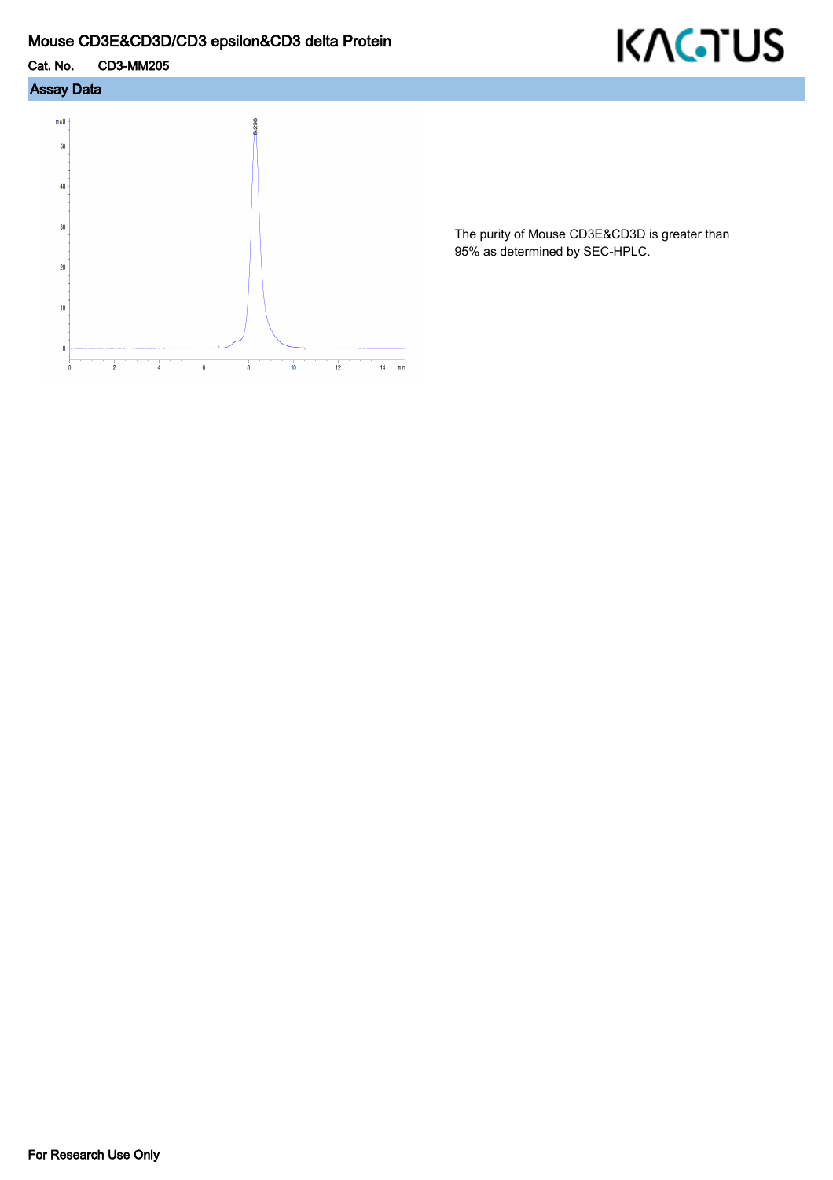# Mouse CD3E&CD3D/CD3 epsilon&CD3 delta Protein

Cat. No. CD3-MM205

## Assay Data

mAU
50
40
30
20
10
0
0 2 4 6 8 10 12 14 min
8.298

The purity of Mouse CD3E&CD3D is greater than 95% as determined by SEC-HPLC.

For Research Use Only